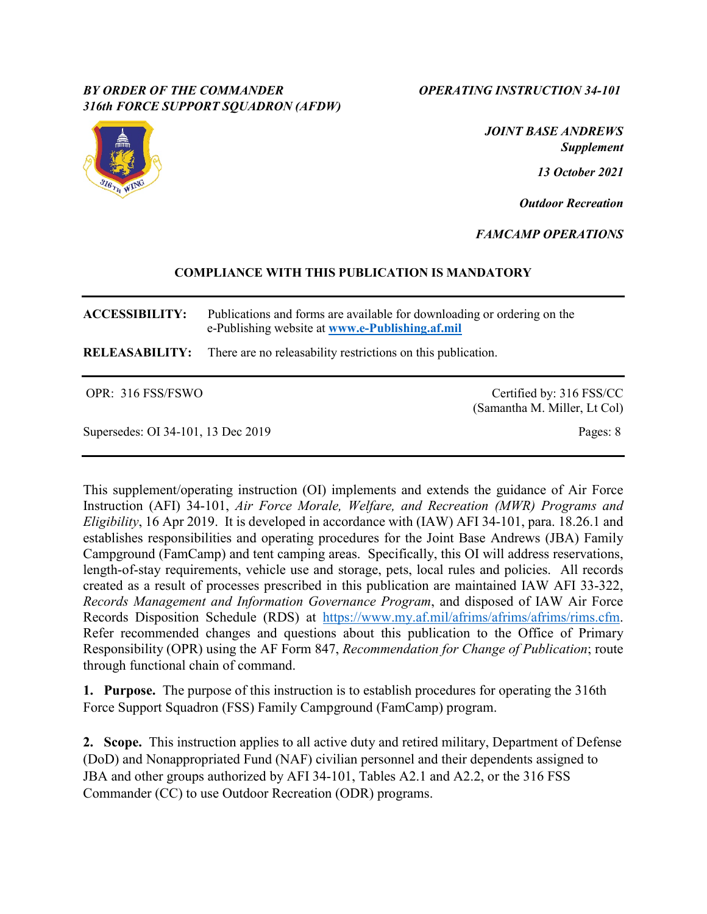*BY ORDER OF THE COMMANDER*
*316th FORCE SUPPORT SQUADRON (AFDW)*

*OPERATING INSTRUCTION 34-101*

*JOINT BASE ANDREWS*
*Supplement*

*13 October 2021*

*Outdoor Recreation*

*FAMCAMP OPERATIONS*

**COMPLIANCE WITH THIS PUBLICATION IS MANDATORY**

---

**ACCESSIBILITY:** Publications and forms are available for downloading or ordering on the e-Publishing website at **www.e-Publishing.af.mil**

**RELEASABILITY:** There are no releasability restrictions on this publication.

---

OPR: 316 FSS/FSWO

Certified by: 316 FSS/CC (Samantha M. Miller, Lt Col)

Supersedes: OI 34-101, 13 Dec 2019

Pages: 8

---

This supplement/operating instruction (OI) implements and extends the guidance of Air Force Instruction (AFI) 34-101, *Air Force Morale, Welfare, and Recreation (MWR) Programs and Eligibility*, 16 Apr 2019. It is developed in accordance with (IAW) AFI 34-101, para. 18.26.1 and establishes responsibilities and operating procedures for the Joint Base Andrews (JBA) Family Campground (FamCamp) and tent camping areas. Specifically, this OI will address reservations, length-of-stay requirements, vehicle use and storage, pets, local rules and policies. All records created as a result of processes prescribed in this publication are maintained IAW AFI 33-322, *Records Management and Information Governance Program*, and disposed of IAW Air Force Records Disposition Schedule (RDS) at https://www.my.af.mil/afrims/afrims/afrims/rims.cfm. Refer recommended changes and questions about this publication to the Office of Primary Responsibility (OPR) using the AF Form 847, *Recommendation for Change of Publication*; route through functional chain of command.

**1. Purpose.** The purpose of this instruction is to establish procedures for operating the 316th Force Support Squadron (FSS) Family Campground (FamCamp) program.

**2. Scope.** This instruction applies to all active duty and retired military, Department of Defense (DoD) and Nonappropriated Fund (NAF) civilian personnel and their dependents assigned to JBA and other groups authorized by AFI 34-101, Tables A2.1 and A2.2, or the 316 FSS Commander (CC) to use Outdoor Recreation (ODR) programs.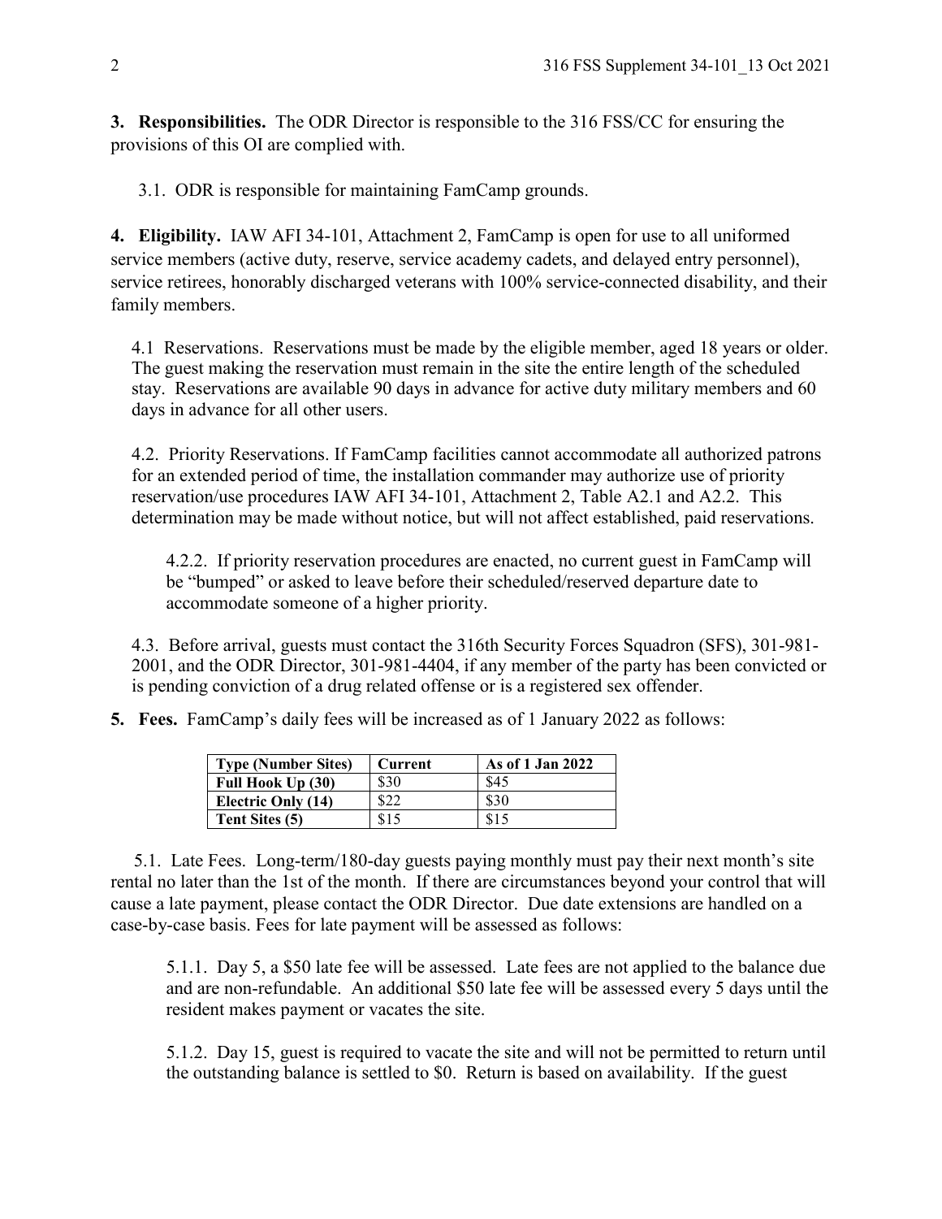**3. Responsibilities.** The ODR Director is responsible to the 316 FSS/CC for ensuring the provisions of this OI are complied with.

3.1. ODR is responsible for maintaining FamCamp grounds.

**4. Eligibility.** IAW AFI 34-101, Attachment 2, FamCamp is open for use to all uniformed service members (active duty, reserve, service academy cadets, and delayed entry personnel), service retirees, honorably discharged veterans with 100% service-connected disability, and their family members.

4.1 Reservations. Reservations must be made by the eligible member, aged 18 years or older. The guest making the reservation must remain in the site the entire length of the scheduled stay. Reservations are available 90 days in advance for active duty military members and 60 days in advance for all other users.

4.2. Priority Reservations. If FamCamp facilities cannot accommodate all authorized patrons for an extended period of time, the installation commander may authorize use of priority reservation/use procedures IAW AFI 34-101, Attachment 2, Table A2.1 and A2.2. This determination may be made without notice, but will not affect established, paid reservations.

4.2.2. If priority reservation procedures are enacted, no current guest in FamCamp will be "bumped" or asked to leave before their scheduled/reserved departure date to accommodate someone of a higher priority.

4.3. Before arrival, guests must contact the 316th Security Forces Squadron (SFS), 301-981-2001, and the ODR Director, 301-981-4404, if any member of the party has been convicted or is pending conviction of a drug related offense or is a registered sex offender.

**5. Fees.** FamCamp's daily fees will be increased as of 1 January 2022 as follows:

| Type (Number Sites) | Current | As of 1 Jan 2022 |
|---|---|---|
| **Full Hook Up (30)** | $30 | $45 |
| **Electric Only (14)** | $22 | $30 |
| **Tent Sites (5)** | $15 | $15 |

5.1. Late Fees. Long-term/180-day guests paying monthly must pay their next month's site rental no later than the 1st of the month. If there are circumstances beyond your control that will cause a late payment, please contact the ODR Director. Due date extensions are handled on a case-by-case basis. Fees for late payment will be assessed as follows:

5.1.1. Day 5, a $50 late fee will be assessed. Late fees are not applied to the balance due and are non-refundable. An additional $50 late fee will be assessed every 5 days until the resident makes payment or vacates the site.

5.1.2. Day 15, guest is required to vacate the site and will not be permitted to return until the outstanding balance is settled to $0. Return is based on availability. If the guest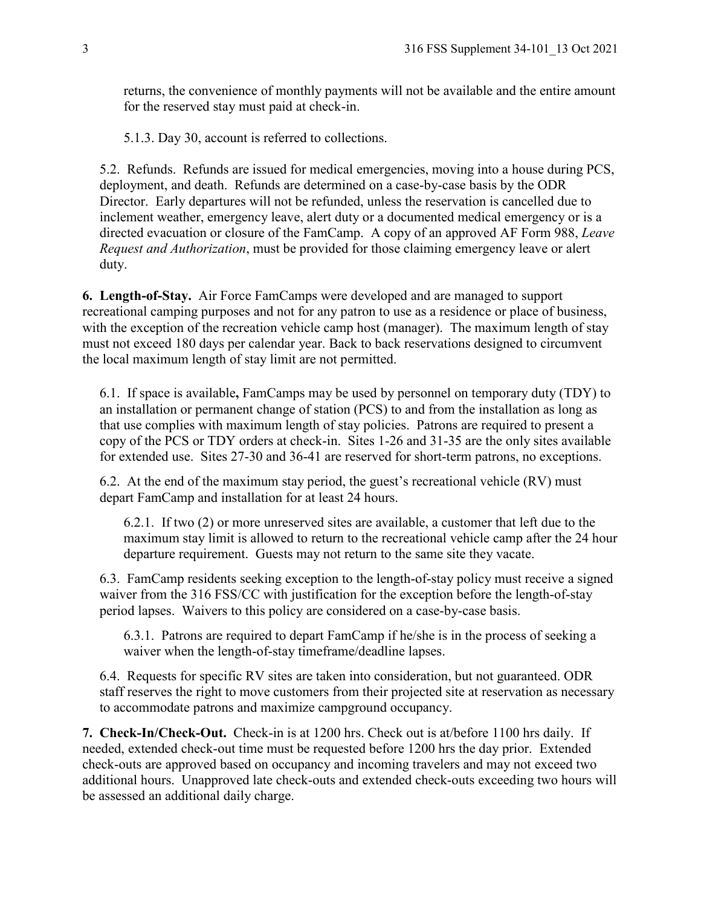returns, the convenience of monthly payments will not be available and the entire amount for the reserved stay must paid at check-in.

5.1.3. Day 30, account is referred to collections.

5.2. Refunds. Refunds are issued for medical emergencies, moving into a house during PCS, deployment, and death. Refunds are determined on a case-by-case basis by the ODR Director. Early departures will not be refunded, unless the reservation is cancelled due to inclement weather, emergency leave, alert duty or a documented medical emergency or is a directed evacuation or closure of the FamCamp. A copy of an approved AF Form 988, *Leave Request and Authorization*, must be provided for those claiming emergency leave or alert duty.

**6. Length-of-Stay.** Air Force FamCamps were developed and are managed to support recreational camping purposes and not for any patron to use as a residence or place of business, with the exception of the recreation vehicle camp host (manager). The maximum length of stay must not exceed 180 days per calendar year. Back to back reservations designed to circumvent the local maximum length of stay limit are not permitted.

6.1. If space is available**,** FamCamps may be used by personnel on temporary duty (TDY) to an installation or permanent change of station (PCS) to and from the installation as long as that use complies with maximum length of stay policies. Patrons are required to present a copy of the PCS or TDY orders at check-in. Sites 1-26 and 31-35 are the only sites available for extended use. Sites 27-30 and 36-41 are reserved for short-term patrons, no exceptions.

6.2. At the end of the maximum stay period, the guest's recreational vehicle (RV) must depart FamCamp and installation for at least 24 hours.

6.2.1. If two (2) or more unreserved sites are available, a customer that left due to the maximum stay limit is allowed to return to the recreational vehicle camp after the 24 hour departure requirement. Guests may not return to the same site they vacate.

6.3. FamCamp residents seeking exception to the length-of-stay policy must receive a signed waiver from the 316 FSS/CC with justification for the exception before the length-of-stay period lapses. Waivers to this policy are considered on a case-by-case basis.

6.3.1. Patrons are required to depart FamCamp if he/she is in the process of seeking a waiver when the length-of-stay timeframe/deadline lapses.

6.4. Requests for specific RV sites are taken into consideration, but not guaranteed. ODR staff reserves the right to move customers from their projected site at reservation as necessary to accommodate patrons and maximize campground occupancy.

**7. Check-In/Check-Out.** Check-in is at 1200 hrs. Check out is at/before 1100 hrs daily. If needed, extended check-out time must be requested before 1200 hrs the day prior. Extended check-outs are approved based on occupancy and incoming travelers and may not exceed two additional hours. Unapproved late check-outs and extended check-outs exceeding two hours will be assessed an additional daily charge.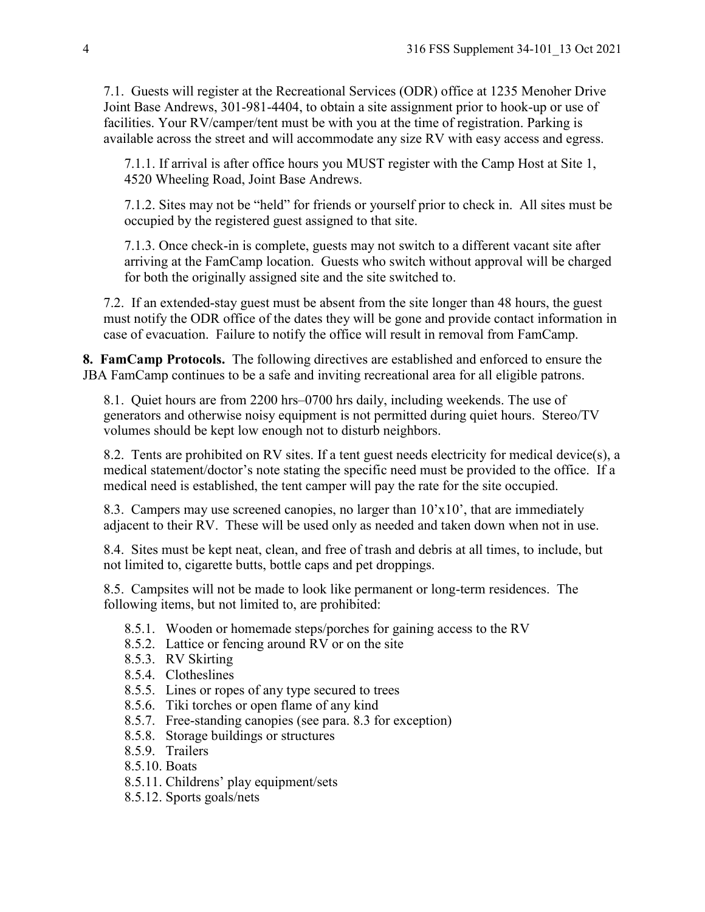7.1. Guests will register at the Recreational Services (ODR) office at 1235 Menoher Drive Joint Base Andrews, 301-981-4404, to obtain a site assignment prior to hook-up or use of facilities. Your RV/camper/tent must be with you at the time of registration. Parking is available across the street and will accommodate any size RV with easy access and egress.

7.1.1. If arrival is after office hours you MUST register with the Camp Host at Site 1, 4520 Wheeling Road, Joint Base Andrews.

7.1.2. Sites may not be "held" for friends or yourself prior to check in. All sites must be occupied by the registered guest assigned to that site.

7.1.3. Once check-in is complete, guests may not switch to a different vacant site after arriving at the FamCamp location. Guests who switch without approval will be charged for both the originally assigned site and the site switched to.

7.2. If an extended-stay guest must be absent from the site longer than 48 hours, the guest must notify the ODR office of the dates they will be gone and provide contact information in case of evacuation. Failure to notify the office will result in removal from FamCamp.

**8. FamCamp Protocols.** The following directives are established and enforced to ensure the JBA FamCamp continues to be a safe and inviting recreational area for all eligible patrons.

8.1. Quiet hours are from 2200 hrs–0700 hrs daily, including weekends. The use of generators and otherwise noisy equipment is not permitted during quiet hours. Stereo/TV volumes should be kept low enough not to disturb neighbors.

8.2. Tents are prohibited on RV sites. If a tent guest needs electricity for medical device(s), a medical statement/doctor's note stating the specific need must be provided to the office. If a medical need is established, the tent camper will pay the rate for the site occupied.

8.3. Campers may use screened canopies, no larger than 10'x10', that are immediately adjacent to their RV. These will be used only as needed and taken down when not in use.

8.4. Sites must be kept neat, clean, and free of trash and debris at all times, to include, but not limited to, cigarette butts, bottle caps and pet droppings.

8.5. Campsites will not be made to look like permanent or long-term residences. The following items, but not limited to, are prohibited:

8.5.1. Wooden or homemade steps/porches for gaining access to the RV
8.5.2. Lattice or fencing around RV or on the site
8.5.3. RV Skirting
8.5.4. Clotheslines
8.5.5. Lines or ropes of any type secured to trees
8.5.6. Tiki torches or open flame of any kind
8.5.7. Free-standing canopies (see para. 8.3 for exception)
8.5.8. Storage buildings or structures
8.5.9. Trailers
8.5.10. Boats
8.5.11. Childrens' play equipment/sets
8.5.12. Sports goals/nets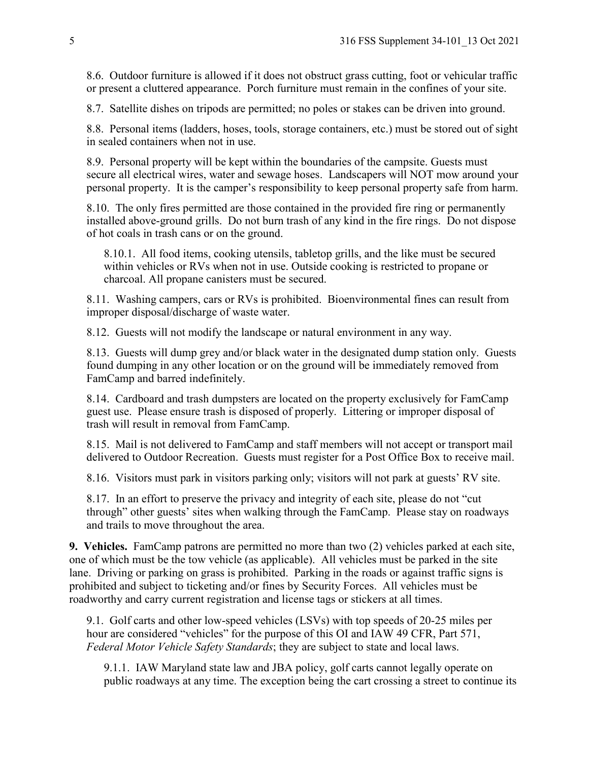8.6. Outdoor furniture is allowed if it does not obstruct grass cutting, foot or vehicular traffic or present a cluttered appearance. Porch furniture must remain in the confines of your site.

8.7. Satellite dishes on tripods are permitted; no poles or stakes can be driven into ground.

8.8. Personal items (ladders, hoses, tools, storage containers, etc.) must be stored out of sight in sealed containers when not in use.

8.9. Personal property will be kept within the boundaries of the campsite. Guests must secure all electrical wires, water and sewage hoses. Landscapers will NOT mow around your personal property. It is the camper's responsibility to keep personal property safe from harm.

8.10. The only fires permitted are those contained in the provided fire ring or permanently installed above-ground grills. Do not burn trash of any kind in the fire rings. Do not dispose of hot coals in trash cans or on the ground.

8.10.1. All food items, cooking utensils, tabletop grills, and the like must be secured within vehicles or RVs when not in use. Outside cooking is restricted to propane or charcoal. All propane canisters must be secured.

8.11. Washing campers, cars or RVs is prohibited. Bioenvironmental fines can result from improper disposal/discharge of waste water.

8.12. Guests will not modify the landscape or natural environment in any way.

8.13. Guests will dump grey and/or black water in the designated dump station only. Guests found dumping in any other location or on the ground will be immediately removed from FamCamp and barred indefinitely.

8.14. Cardboard and trash dumpsters are located on the property exclusively for FamCamp guest use. Please ensure trash is disposed of properly. Littering or improper disposal of trash will result in removal from FamCamp.

8.15. Mail is not delivered to FamCamp and staff members will not accept or transport mail delivered to Outdoor Recreation. Guests must register for a Post Office Box to receive mail.

8.16. Visitors must park in visitors parking only; visitors will not park at guests' RV site.

8.17. In an effort to preserve the privacy and integrity of each site, please do not "cut through" other guests' sites when walking through the FamCamp. Please stay on roadways and trails to move throughout the area.

**9. Vehicles.** FamCamp patrons are permitted no more than two (2) vehicles parked at each site, one of which must be the tow vehicle (as applicable). All vehicles must be parked in the site lane. Driving or parking on grass is prohibited. Parking in the roads or against traffic signs is prohibited and subject to ticketing and/or fines by Security Forces. All vehicles must be roadworthy and carry current registration and license tags or stickers at all times.

9.1. Golf carts and other low-speed vehicles (LSVs) with top speeds of 20-25 miles per hour are considered "vehicles" for the purpose of this OI and IAW 49 CFR, Part 571, *Federal Motor Vehicle Safety Standards*; they are subject to state and local laws.

9.1.1. IAW Maryland state law and JBA policy, golf carts cannot legally operate on public roadways at any time. The exception being the cart crossing a street to continue its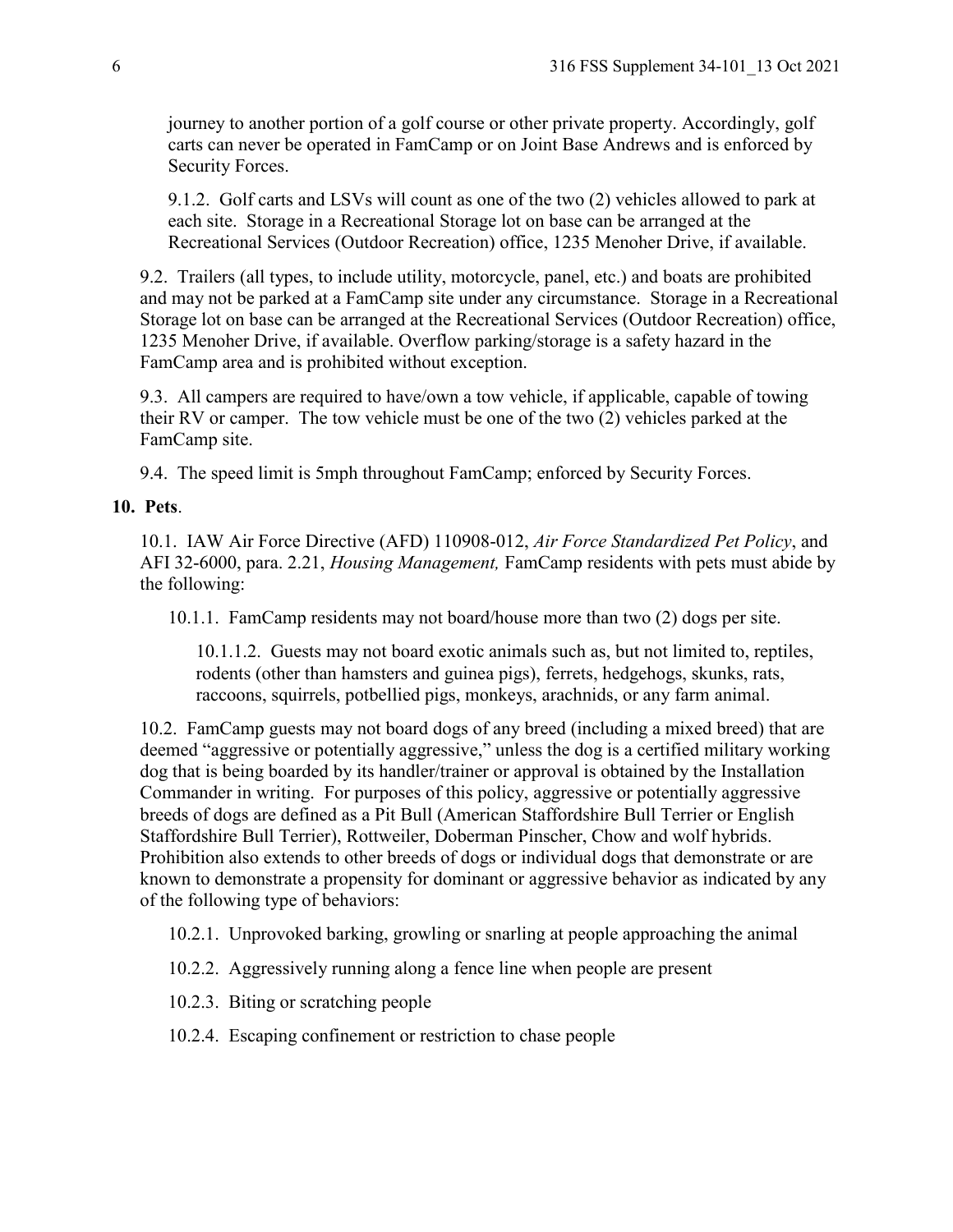journey to another portion of a golf course or other private property. Accordingly, golf carts can never be operated in FamCamp or on Joint Base Andrews and is enforced by Security Forces.

9.1.2. Golf carts and LSVs will count as one of the two (2) vehicles allowed to park at each site. Storage in a Recreational Storage lot on base can be arranged at the Recreational Services (Outdoor Recreation) office, 1235 Menoher Drive, if available.

9.2. Trailers (all types, to include utility, motorcycle, panel, etc.) and boats are prohibited and may not be parked at a FamCamp site under any circumstance. Storage in a Recreational Storage lot on base can be arranged at the Recreational Services (Outdoor Recreation) office, 1235 Menoher Drive, if available. Overflow parking/storage is a safety hazard in the FamCamp area and is prohibited without exception.

9.3. All campers are required to have/own a tow vehicle, if applicable, capable of towing their RV or camper. The tow vehicle must be one of the two (2) vehicles parked at the FamCamp site.

9.4. The speed limit is 5mph throughout FamCamp; enforced by Security Forces.

**10. Pets**.

10.1. IAW Air Force Directive (AFD) 110908-012, *Air Force Standardized Pet Policy*, and AFI 32-6000, para. 2.21, *Housing Management,* FamCamp residents with pets must abide by the following:

10.1.1. FamCamp residents may not board/house more than two (2) dogs per site.

10.1.1.2. Guests may not board exotic animals such as, but not limited to, reptiles, rodents (other than hamsters and guinea pigs), ferrets, hedgehogs, skunks, rats, raccoons, squirrels, potbellied pigs, monkeys, arachnids, or any farm animal.

10.2. FamCamp guests may not board dogs of any breed (including a mixed breed) that are deemed "aggressive or potentially aggressive," unless the dog is a certified military working dog that is being boarded by its handler/trainer or approval is obtained by the Installation Commander in writing. For purposes of this policy, aggressive or potentially aggressive breeds of dogs are defined as a Pit Bull (American Staffordshire Bull Terrier or English Staffordshire Bull Terrier), Rottweiler, Doberman Pinscher, Chow and wolf hybrids. Prohibition also extends to other breeds of dogs or individual dogs that demonstrate or are known to demonstrate a propensity for dominant or aggressive behavior as indicated by any of the following type of behaviors:

10.2.1. Unprovoked barking, growling or snarling at people approaching the animal

10.2.2. Aggressively running along a fence line when people are present

10.2.3. Biting or scratching people

10.2.4. Escaping confinement or restriction to chase people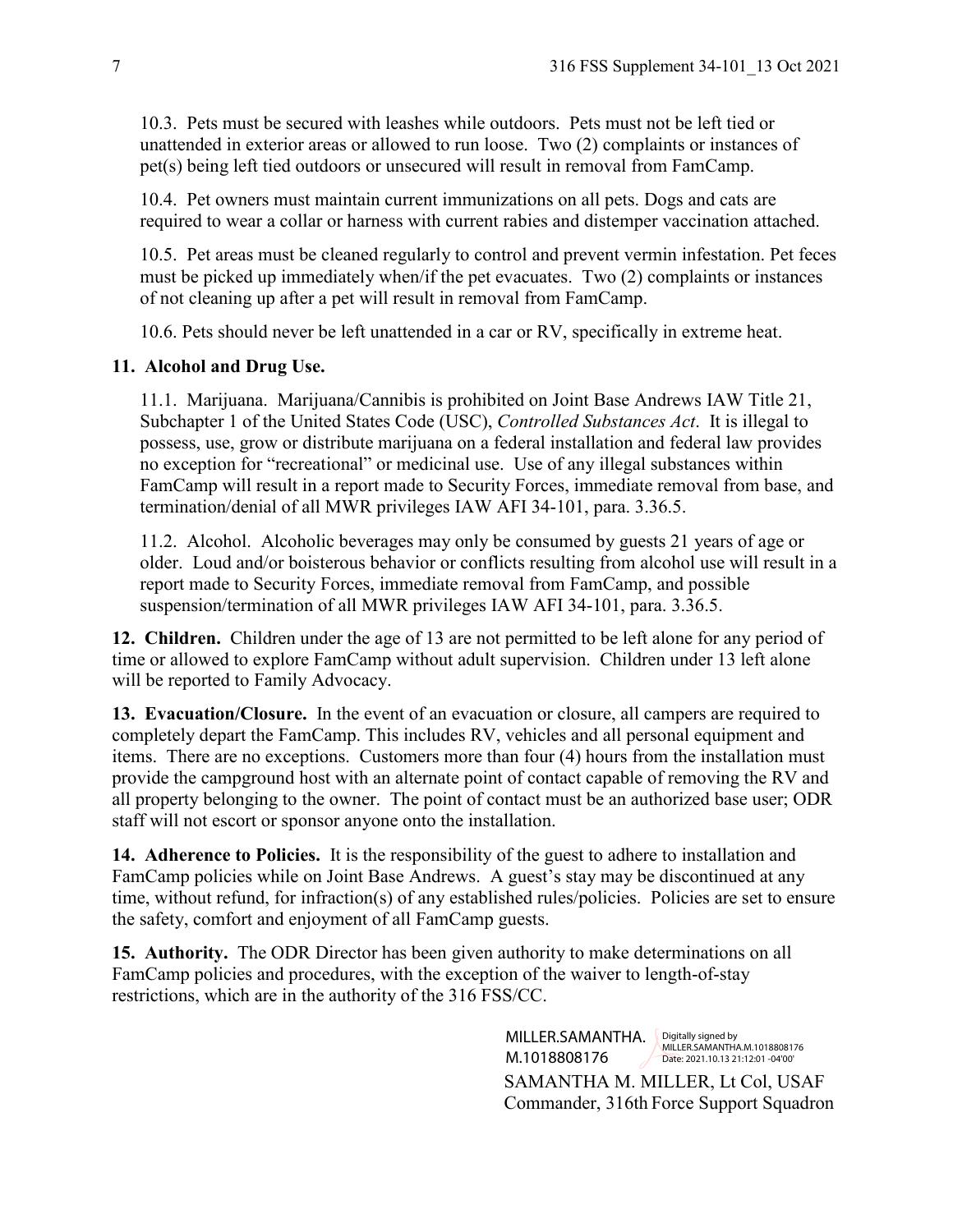10.3. Pets must be secured with leashes while outdoors. Pets must not be left tied or unattended in exterior areas or allowed to run loose. Two (2) complaints or instances of pet(s) being left tied outdoors or unsecured will result in removal from FamCamp.

10.4. Pet owners must maintain current immunizations on all pets. Dogs and cats are required to wear a collar or harness with current rabies and distemper vaccination attached.

10.5. Pet areas must be cleaned regularly to control and prevent vermin infestation. Pet feces must be picked up immediately when/if the pet evacuates. Two (2) complaints or instances of not cleaning up after a pet will result in removal from FamCamp.

10.6. Pets should never be left unattended in a car or RV, specifically in extreme heat.

**11. Alcohol and Drug Use.**

11.1. Marijuana. Marijuana/Cannibis is prohibited on Joint Base Andrews IAW Title 21, Subchapter 1 of the United States Code (USC), *Controlled Substances Act*. It is illegal to possess, use, grow or distribute marijuana on a federal installation and federal law provides no exception for "recreational" or medicinal use. Use of any illegal substances within FamCamp will result in a report made to Security Forces, immediate removal from base, and termination/denial of all MWR privileges IAW AFI 34-101, para. 3.36.5.

11.2. Alcohol. Alcoholic beverages may only be consumed by guests 21 years of age or older. Loud and/or boisterous behavior or conflicts resulting from alcohol use will result in a report made to Security Forces, immediate removal from FamCamp, and possible suspension/termination of all MWR privileges IAW AFI 34-101, para. 3.36.5.

**12. Children.** Children under the age of 13 are not permitted to be left alone for any period of time or allowed to explore FamCamp without adult supervision. Children under 13 left alone will be reported to Family Advocacy.

**13. Evacuation/Closure.** In the event of an evacuation or closure, all campers are required to completely depart the FamCamp. This includes RV, vehicles and all personal equipment and items. There are no exceptions. Customers more than four (4) hours from the installation must provide the campground host with an alternate point of contact capable of removing the RV and all property belonging to the owner. The point of contact must be an authorized base user; ODR staff will not escort or sponsor anyone onto the installation.

**14. Adherence to Policies.** It is the responsibility of the guest to adhere to installation and FamCamp policies while on Joint Base Andrews. A guest's stay may be discontinued at any time, without refund, for infraction(s) of any established rules/policies. Policies are set to ensure the safety, comfort and enjoyment of all FamCamp guests.

**15. Authority.** The ODR Director has been given authority to make determinations on all FamCamp policies and procedures, with the exception of the waiver to length-of-stay restrictions, which are in the authority of the 316 FSS/CC.

MILLER.SAMANTHA.M.1018808176 Digitally signed by MILLER.SAMANTHA.M.1018808176 Date: 2021.10.13 21:12:01 -04'00'

SAMANTHA M. MILLER, Lt Col, USAF
Commander, 316th Force Support Squadron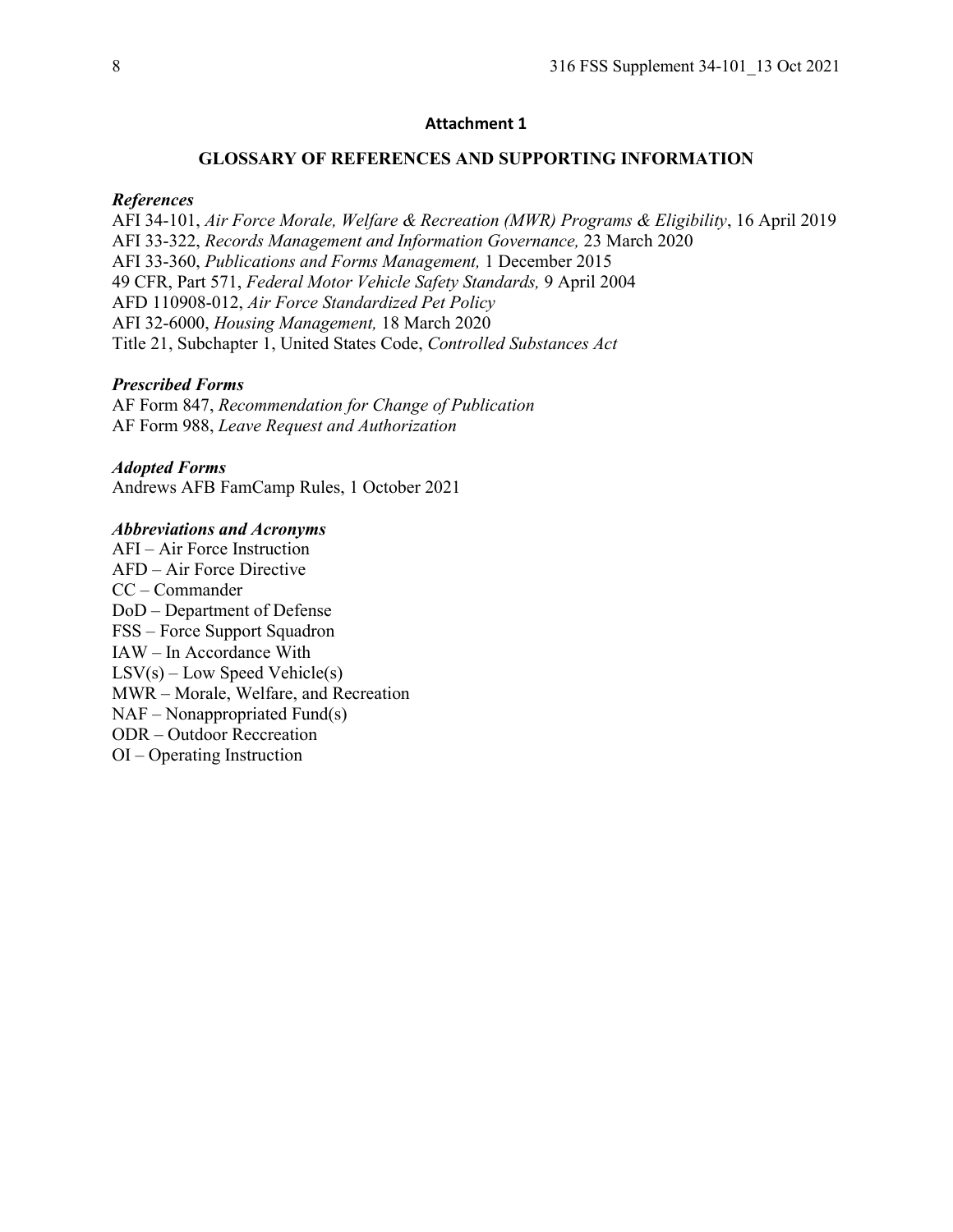**Attachment 1**

## GLOSSARY OF REFERENCES AND SUPPORTING INFORMATION

### *References*

AFI 34-101, *Air Force Morale, Welfare & Recreation (MWR) Programs & Eligibility*, 16 April 2019
AFI 33-322, *Records Management and Information Governance,* 23 March 2020
AFI 33-360, *Publications and Forms Management,* 1 December 2015
49 CFR, Part 571, *Federal Motor Vehicle Safety Standards,* 9 April 2004
AFD 110908-012, *Air Force Standardized Pet Policy*
AFI 32-6000, *Housing Management,* 18 March 2020
Title 21, Subchapter 1, United States Code, *Controlled Substances Act*

### *Prescribed Forms*

AF Form 847, *Recommendation for Change of Publication*
AF Form 988, *Leave Request and Authorization*

### *Adopted Forms*

Andrews AFB FamCamp Rules, 1 October 2021

### *Abbreviations and Acronyms*

AFI – Air Force Instruction
AFD – Air Force Directive
CC – Commander
DoD – Department of Defense
FSS – Force Support Squadron
IAW – In Accordance With
LSV(s) – Low Speed Vehicle(s)
MWR – Morale, Welfare, and Recreation
NAF – Nonappropriated Fund(s)
ODR – Outdoor Reccreation
OI – Operating Instruction